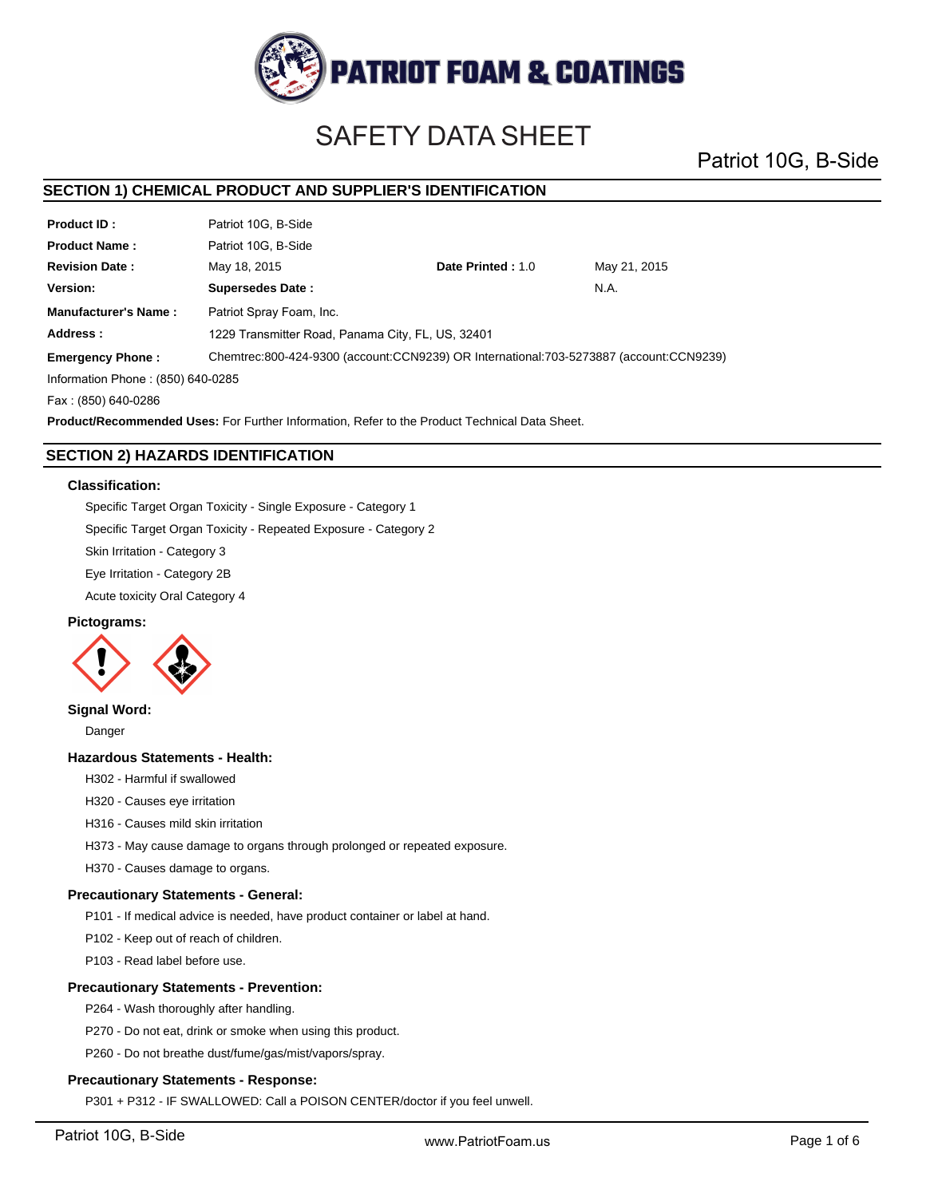# SAFETY DATA SHEET

Patriot 10G, B-Side

## SECTION 1) CHEMICAL PRODUCT AND SUPPLIER'S IDENTIFICATION

| | | | |
|---|---|---|---|
| **Product ID :** | Patriot 10G, B-Side | | |
| **Product Name :** | Patriot 10G, B-Side | | |
| **Revision Date :** | May 18, 2015 | **Date Printed :** 1.0 | May 21, 2015 |
| **Version:** | **Supersedes Date :** | | N.A. |
| **Manufacturer's Name :** | Patriot Spray Foam, Inc. | | |
| **Address :** | 1229 Transmitter Road, Panama City, FL, US, 32401 | | |
| **Emergency Phone :** | Chemtrec:800-424-9300 (account:CCN9239) OR International:703-5273887 (account:CCN9239) | | |

Information Phone : (850) 640-0285

Fax : (850) 640-0286

**Product/Recommended Uses:** For Further Information, Refer to the Product Technical Data Sheet.

## SECTION 2) HAZARDS IDENTIFICATION

### Classification:

Specific Target Organ Toxicity - Single Exposure - Category 1

Specific Target Organ Toxicity - Repeated Exposure - Category 2

Skin Irritation - Category 3

Eye Irritation - Category 2B

Acute toxicity Oral Category 4

### Pictograms:

### Signal Word:

Danger

### Hazardous Statements - Health:

H302 - Harmful if swallowed

H320 - Causes eye irritation

H316 - Causes mild skin irritation

H373 - May cause damage to organs through prolonged or repeated exposure.

H370 - Causes damage to organs.

### Precautionary Statements - General:

P101 - If medical advice is needed, have product container or label at hand.

P102 - Keep out of reach of children.

P103 - Read label before use.

### Precautionary Statements - Prevention:

P264 - Wash thoroughly after handling.

P270 - Do not eat, drink or smoke when using this product.

P260 - Do not breathe dust/fume/gas/mist/vapors/spray.

### Precautionary Statements - Response:

P301 + P312 - IF SWALLOWED: Call a POISON CENTER/doctor if you feel unwell.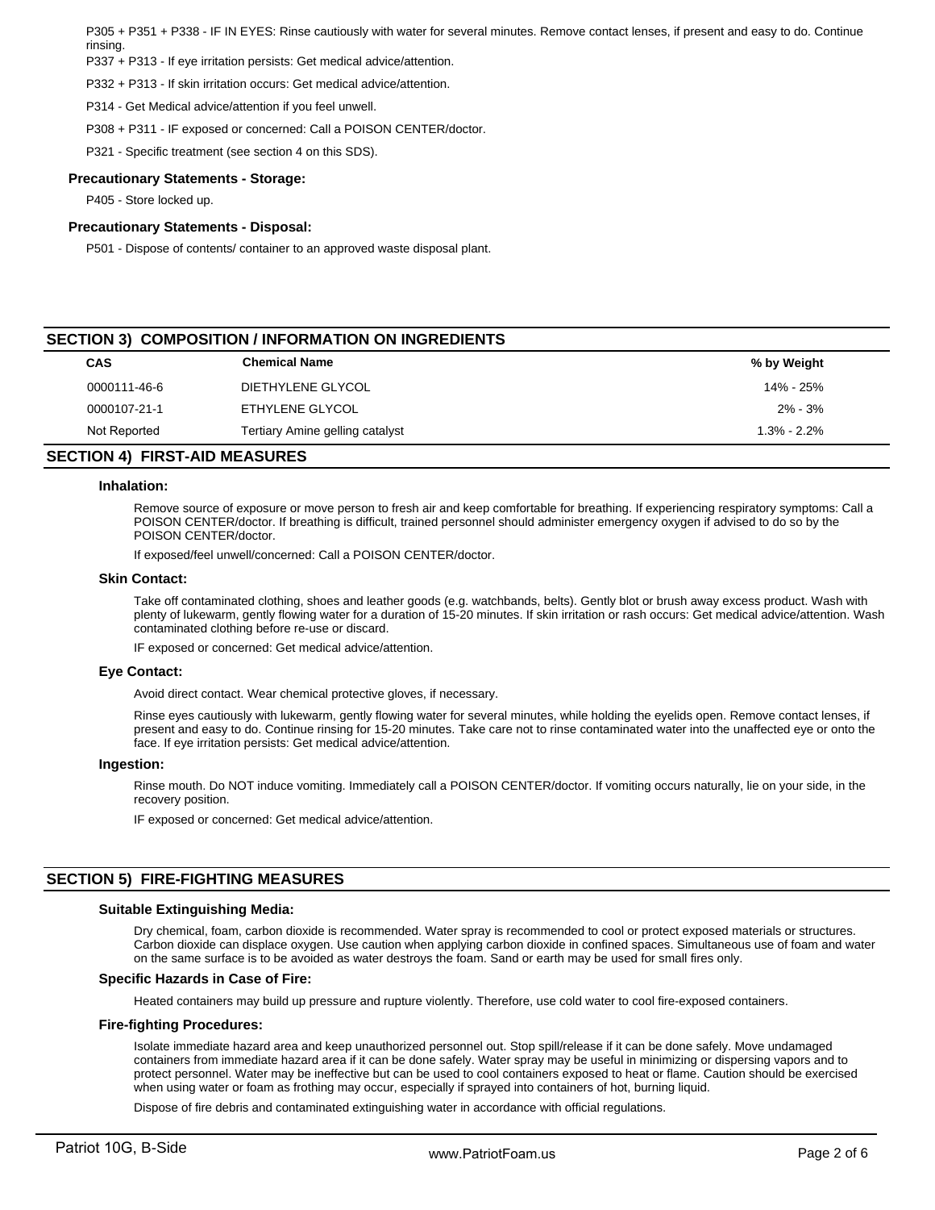P305 + P351 + P338 - IF IN EYES: Rinse cautiously with water for several minutes. Remove contact lenses, if present and easy to do. Continue rinsing.

P337 + P313 - If eye irritation persists: Get medical advice/attention.

P332 + P313 - If skin irritation occurs: Get medical advice/attention.

P314 - Get Medical advice/attention if you feel unwell.

P308 + P311 - IF exposed or concerned: Call a POISON CENTER/doctor.

P321 - Specific treatment (see section 4 on this SDS).

### Precautionary Statements - Storage:

P405 - Store locked up.

### Precautionary Statements - Disposal:

P501 - Dispose of contents/ container to an approved waste disposal plant.

## SECTION 3) COMPOSITION / INFORMATION ON INGREDIENTS

| CAS | Chemical Name | % by Weight |
|---|---|---|
| 0000111-46-6 | DIETHYLENE GLYCOL | 14% - 25% |
| 0000107-21-1 | ETHYLENE GLYCOL | 2% - 3% |
| Not Reported | Tertiary Amine gelling catalyst | 1.3% - 2.2% |

## SECTION 4) FIRST-AID MEASURES

### Inhalation:

Remove source of exposure or move person to fresh air and keep comfortable for breathing. If experiencing respiratory symptoms: Call a POISON CENTER/doctor. If breathing is difficult, trained personnel should administer emergency oxygen if advised to do so by the POISON CENTER/doctor.

If exposed/feel unwell/concerned: Call a POISON CENTER/doctor.

### Skin Contact:

Take off contaminated clothing, shoes and leather goods (e.g. watchbands, belts). Gently blot or brush away excess product. Wash with plenty of lukewarm, gently flowing water for a duration of 15-20 minutes. If skin irritation or rash occurs: Get medical advice/attention. Wash contaminated clothing before re-use or discard.

IF exposed or concerned: Get medical advice/attention.

### Eye Contact:

Avoid direct contact. Wear chemical protective gloves, if necessary.

Rinse eyes cautiously with lukewarm, gently flowing water for several minutes, while holding the eyelids open. Remove contact lenses, if present and easy to do. Continue rinsing for 15-20 minutes. Take care not to rinse contaminated water into the unaffected eye or onto the face. If eye irritation persists: Get medical advice/attention.

### Ingestion:

Rinse mouth. Do NOT induce vomiting. Immediately call a POISON CENTER/doctor. If vomiting occurs naturally, lie on your side, in the recovery position.

IF exposed or concerned: Get medical advice/attention.

## SECTION 5) FIRE-FIGHTING MEASURES

### Suitable Extinguishing Media:

Dry chemical, foam, carbon dioxide is recommended. Water spray is recommended to cool or protect exposed materials or structures. Carbon dioxide can displace oxygen. Use caution when applying carbon dioxide in confined spaces. Simultaneous use of foam and water on the same surface is to be avoided as water destroys the foam. Sand or earth may be used for small fires only.

### Specific Hazards in Case of Fire:

Heated containers may build up pressure and rupture violently. Therefore, use cold water to cool fire-exposed containers.

### Fire-fighting Procedures:

Isolate immediate hazard area and keep unauthorized personnel out. Stop spill/release if it can be done safely. Move undamaged containers from immediate hazard area if it can be done safely. Water spray may be useful in minimizing or dispersing vapors and to protect personnel. Water may be ineffective but can be used to cool containers exposed to heat or flame. Caution should be exercised when using water or foam as frothing may occur, especially if sprayed into containers of hot, burning liquid.

Dispose of fire debris and contaminated extinguishing water in accordance with official regulations.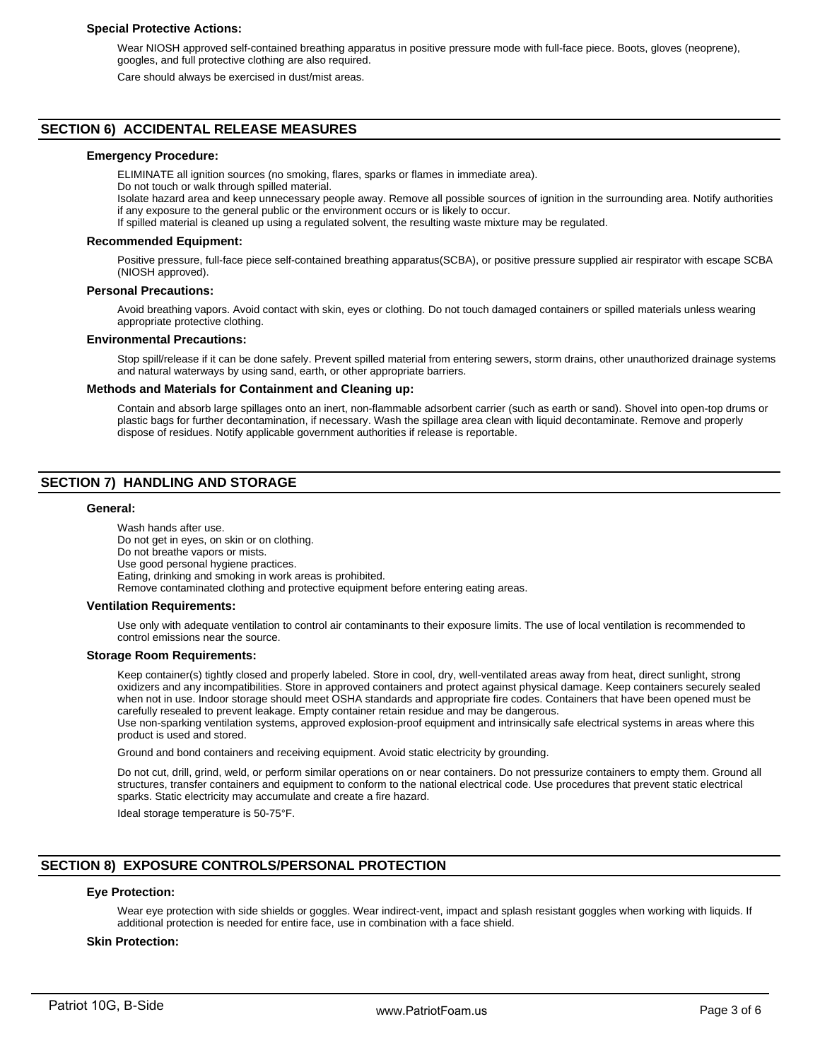### Special Protective Actions:

Wear NIOSH approved self-contained breathing apparatus in positive pressure mode with full-face piece. Boots, gloves (neoprene), googles, and full protective clothing are also required.

Care should always be exercised in dust/mist areas.

## SECTION 6) ACCIDENTAL RELEASE MEASURES

### Emergency Procedure:

ELIMINATE all ignition sources (no smoking, flares, sparks or flames in immediate area).
Do not touch or walk through spilled material.
Isolate hazard area and keep unnecessary people away. Remove all possible sources of ignition in the surrounding area. Notify authorities if any exposure to the general public or the environment occurs or is likely to occur.
If spilled material is cleaned up using a regulated solvent, the resulting waste mixture may be regulated.

### Recommended Equipment:

Positive pressure, full-face piece self-contained breathing apparatus(SCBA), or positive pressure supplied air respirator with escape SCBA (NIOSH approved).

### Personal Precautions:

Avoid breathing vapors. Avoid contact with skin, eyes or clothing. Do not touch damaged containers or spilled materials unless wearing appropriate protective clothing.

### Environmental Precautions:

Stop spill/release if it can be done safely. Prevent spilled material from entering sewers, storm drains, other unauthorized drainage systems and natural waterways by using sand, earth, or other appropriate barriers.

### Methods and Materials for Containment and Cleaning up:

Contain and absorb large spillages onto an inert, non-flammable adsorbent carrier (such as earth or sand). Shovel into open-top drums or plastic bags for further decontamination, if necessary. Wash the spillage area clean with liquid decontaminate. Remove and properly dispose of residues. Notify applicable government authorities if release is reportable.

## SECTION 7) HANDLING AND STORAGE

### General:

Wash hands after use.
Do not get in eyes, on skin or on clothing.
Do not breathe vapors or mists.
Use good personal hygiene practices.
Eating, drinking and smoking in work areas is prohibited.
Remove contaminated clothing and protective equipment before entering eating areas.

### Ventilation Requirements:

Use only with adequate ventilation to control air contaminants to their exposure limits. The use of local ventilation is recommended to control emissions near the source.

### Storage Room Requirements:

Keep container(s) tightly closed and properly labeled. Store in cool, dry, well-ventilated areas away from heat, direct sunlight, strong oxidizers and any incompatibilities. Store in approved containers and protect against physical damage. Keep containers securely sealed when not in use. Indoor storage should meet OSHA standards and appropriate fire codes. Containers that have been opened must be carefully resealed to prevent leakage. Empty container retain residue and may be dangerous.
Use non-sparking ventilation systems, approved explosion-proof equipment and intrinsically safe electrical systems in areas where this product is used and stored.

Ground and bond containers and receiving equipment. Avoid static electricity by grounding.

Do not cut, drill, grind, weld, or perform similar operations on or near containers. Do not pressurize containers to empty them. Ground all structures, transfer containers and equipment to conform to the national electrical code. Use procedures that prevent static electrical sparks. Static electricity may accumulate and create a fire hazard.

Ideal storage temperature is 50-75°F.

## SECTION 8) EXPOSURE CONTROLS/PERSONAL PROTECTION

### Eye Protection:

Wear eye protection with side shields or goggles. Wear indirect-vent, impact and splash resistant goggles when working with liquids. If additional protection is needed for entire face, use in combination with a face shield.

### Skin Protection: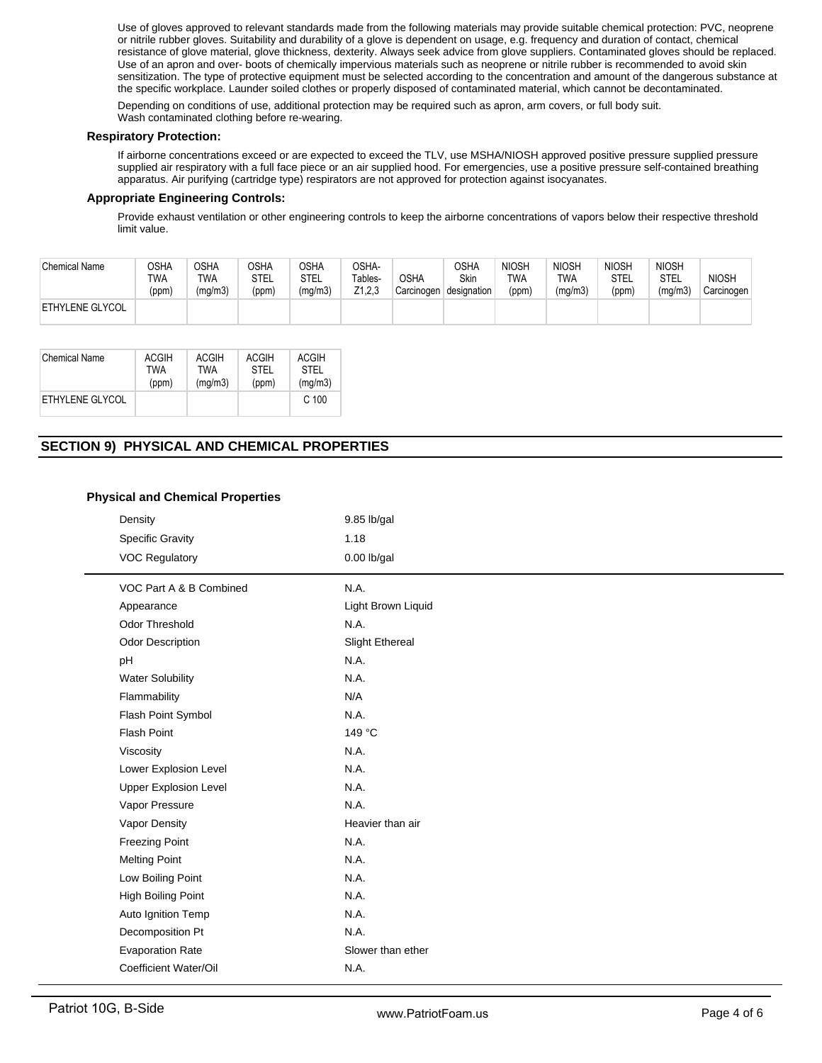Use of gloves approved to relevant standards made from the following materials may provide suitable chemical protection: PVC, neoprene or nitrile rubber gloves. Suitability and durability of a glove is dependent on usage, e.g. frequency and duration of contact, chemical resistance of glove material, glove thickness, dexterity. Always seek advice from glove suppliers. Contaminated gloves should be replaced. Use of an apron and over- boots of chemically impervious materials such as neoprene or nitrile rubber is recommended to avoid skin sensitization. The type of protective equipment must be selected according to the concentration and amount of the dangerous substance at the specific workplace. Launder soiled clothes or properly disposed of contaminated material, which cannot be decontaminated.

Depending on conditions of use, additional protection may be required such as apron, arm covers, or full body suit.
Wash contaminated clothing before re-wearing.

### Respiratory Protection:

If airborne concentrations exceed or are expected to exceed the TLV, use MSHA/NIOSH approved positive pressure supplied pressure supplied air respiratory with a full face piece or an air supplied hood. For emergencies, use a positive pressure self-contained breathing apparatus. Air purifying (cartridge type) respirators are not approved for protection against isocyanates.

### Appropriate Engineering Controls:

Provide exhaust ventilation or other engineering controls to keep the airborne concentrations of vapors below their respective threshold limit value.

| Chemical Name | OSHA TWA (ppm) | OSHA TWA (mg/m3) | OSHA STEL (ppm) | OSHA STEL (mg/m3) | OSHA- Tables- Z1,2,3 | OSHA Carcinogen | OSHA Skin designation | NIOSH TWA (ppm) | NIOSH TWA (mg/m3) | NIOSH STEL (ppm) | NIOSH STEL (mg/m3) | NIOSH Carcinogen |
|---|---|---|---|---|---|---|---|---|---|---|---|---|
| ETHYLENE GLYCOL | | | | | | | | | | | | |

| Chemical Name | ACGIH TWA (ppm) | ACGIH TWA (mg/m3) | ACGIH STEL (ppm) | ACGIH STEL (mg/m3) |
|---|---|---|---|---|
| ETHYLENE GLYCOL | | | | C 100 |

## SECTION 9) PHYSICAL AND CHEMICAL PROPERTIES

### Physical and Chemical Properties

| | |
|---|---|
| Density | 9.85 lb/gal |
| Specific Gravity | 1.18 |
| VOC Regulatory | 0.00 lb/gal |
| VOC Part A & B Combined | N.A. |
| Appearance | Light Brown Liquid |
| Odor Threshold | N.A. |
| Odor Description | Slight Ethereal |
| pH | N.A. |
| Water Solubility | N.A. |
| Flammability | N/A |
| Flash Point Symbol | N.A. |
| Flash Point | 149 °C |
| Viscosity | N.A. |
| Lower Explosion Level | N.A. |
| Upper Explosion Level | N.A. |
| Vapor Pressure | N.A. |
| Vapor Density | Heavier than air |
| Freezing Point | N.A. |
| Melting Point | N.A. |
| Low Boiling Point | N.A. |
| High Boiling Point | N.A. |
| Auto Ignition Temp | N.A. |
| Decomposition Pt | N.A. |
| Evaporation Rate | Slower than ether |
| Coefficient Water/Oil | N.A. |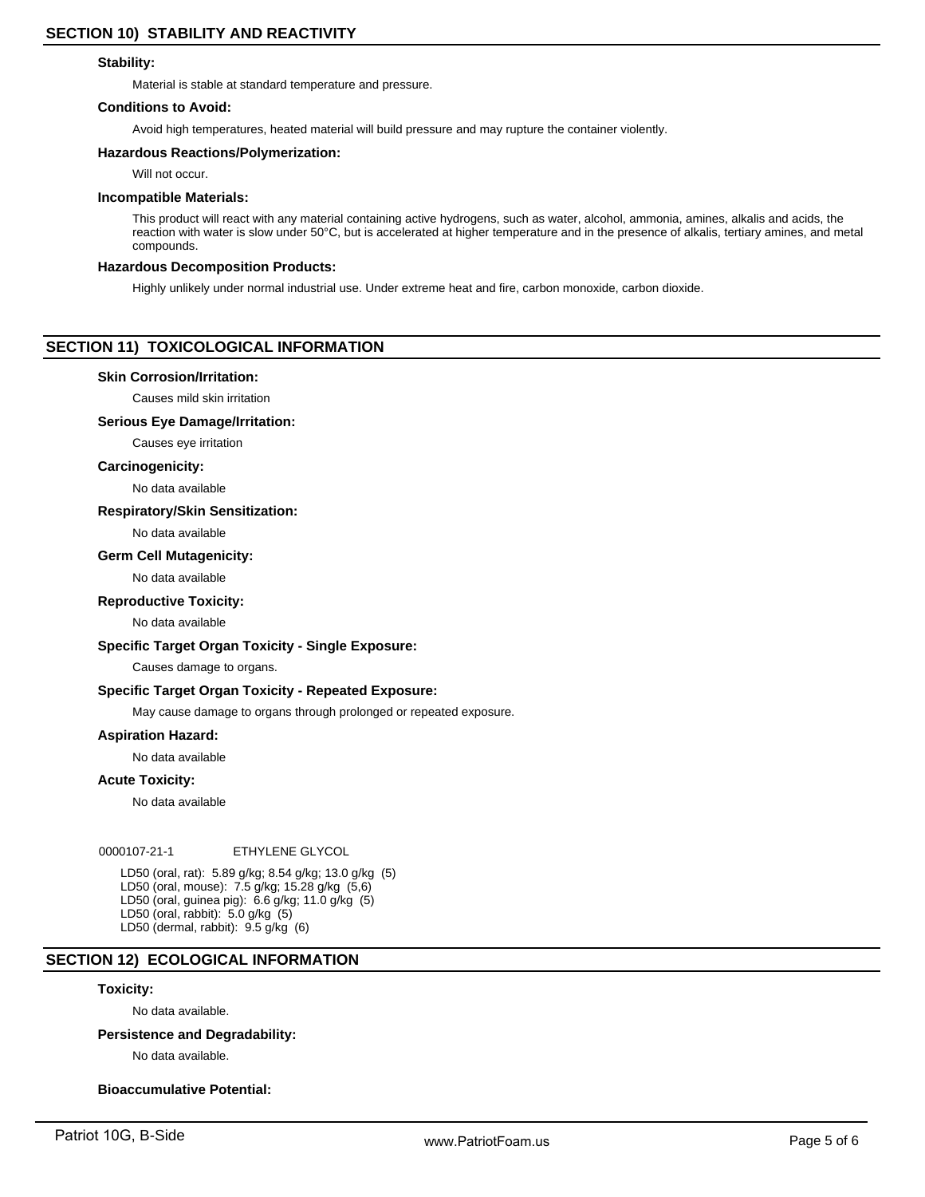## SECTION 10) STABILITY AND REACTIVITY

### Stability:

Material is stable at standard temperature and pressure.

### Conditions to Avoid:

Avoid high temperatures, heated material will build pressure and may rupture the container violently.

### Hazardous Reactions/Polymerization:

Will not occur.

### Incompatible Materials:

This product will react with any material containing active hydrogens, such as water, alcohol, ammonia, amines, alkalis and acids, the reaction with water is slow under 50°C, but is accelerated at higher temperature and in the presence of alkalis, tertiary amines, and metal compounds.

### Hazardous Decomposition Products:

Highly unlikely under normal industrial use. Under extreme heat and fire, carbon monoxide, carbon dioxide.

## SECTION 11) TOXICOLOGICAL INFORMATION

### Skin Corrosion/Irritation:

Causes mild skin irritation

### Serious Eye Damage/Irritation:

Causes eye irritation

### Carcinogenicity:

No data available

### Respiratory/Skin Sensitization:

No data available

### Germ Cell Mutagenicity:

No data available

### Reproductive Toxicity:

No data available

### Specific Target Organ Toxicity - Single Exposure:

Causes damage to organs.

### Specific Target Organ Toxicity - Repeated Exposure:

May cause damage to organs through prolonged or repeated exposure.

### Aspiration Hazard:

No data available

### Acute Toxicity:

No data available

0000107-21-1 ETHYLENE GLYCOL

LD50 (oral, rat): 5.89 g/kg; 8.54 g/kg; 13.0 g/kg (5)
LD50 (oral, mouse): 7.5 g/kg; 15.28 g/kg (5,6)
LD50 (oral, guinea pig): 6.6 g/kg; 11.0 g/kg (5)
LD50 (oral, rabbit): 5.0 g/kg (5)
LD50 (dermal, rabbit): 9.5 g/kg (6)

## SECTION 12) ECOLOGICAL INFORMATION

### Toxicity:

No data available.

### Persistence and Degradability:

No data available.

### Bioaccumulative Potential: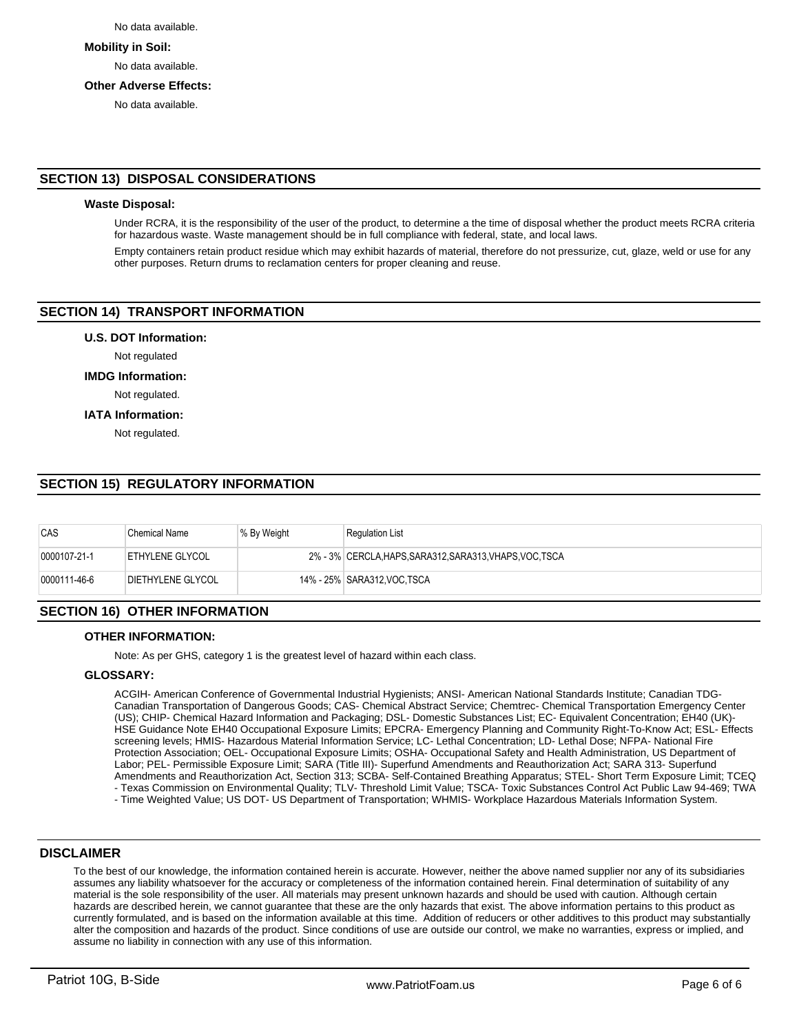No data available.

**Mobility in Soil:**

No data available.

**Other Adverse Effects:**

No data available.

## SECTION 13) DISPOSAL CONSIDERATIONS

**Waste Disposal:**

Under RCRA, it is the responsibility of the user of the product, to determine a the time of disposal whether the product meets RCRA criteria for hazardous waste. Waste management should be in full compliance with federal, state, and local laws.

Empty containers retain product residue which may exhibit hazards of material, therefore do not pressurize, cut, glaze, weld or use for any other purposes. Return drums to reclamation centers for proper cleaning and reuse.

## SECTION 14) TRANSPORT INFORMATION

**U.S. DOT Information:**

Not regulated

**IMDG Information:**

Not regulated.

**IATA Information:**

Not regulated.

## SECTION 15) REGULATORY INFORMATION

| CAS | Chemical Name | % By Weight | Regulation List |
|---|---|---|---|
| 0000107-21-1 | ETHYLENE GLYCOL | 2% - 3% | CERCLA,HAPS,SARA312,SARA313,VHAPS,VOC,TSCA |
| 0000111-46-6 | DIETHYLENE GLYCOL | 14% - 25% | SARA312,VOC,TSCA |

## SECTION 16) OTHER INFORMATION

**OTHER INFORMATION:**

Note: As per GHS, category 1 is the greatest level of hazard within each class.

**GLOSSARY:**

ACGIH- American Conference of Governmental Industrial Hygienists; ANSI- American National Standards Institute; Canadian TDG- Canadian Transportation of Dangerous Goods; CAS- Chemical Abstract Service; Chemtrec- Chemical Transportation Emergency Center (US); CHIP- Chemical Hazard Information and Packaging; DSL- Domestic Substances List; EC- Equivalent Concentration; EH40 (UK)- HSE Guidance Note EH40 Occupational Exposure Limits; EPCRA- Emergency Planning and Community Right-To-Know Act; ESL- Effects screening levels; HMIS- Hazardous Material Information Service; LC- Lethal Concentration; LD- Lethal Dose; NFPA- National Fire Protection Association; OEL- Occupational Exposure Limits; OSHA- Occupational Safety and Health Administration, US Department of Labor; PEL- Permissible Exposure Limit; SARA (Title III)- Superfund Amendments and Reauthorization Act; SARA 313- Superfund Amendments and Reauthorization Act, Section 313; SCBA- Self-Contained Breathing Apparatus; STEL- Short Term Exposure Limit; TCEQ - Texas Commission on Environmental Quality; TLV- Threshold Limit Value; TSCA- Toxic Substances Control Act Public Law 94-469; TWA - Time Weighted Value; US DOT- US Department of Transportation; WHMIS- Workplace Hazardous Materials Information System.

## DISCLAIMER

To the best of our knowledge, the information contained herein is accurate. However, neither the above named supplier nor any of its subsidiaries assumes any liability whatsoever for the accuracy or completeness of the information contained herein. Final determination of suitability of any material is the sole responsibility of the user. All materials may present unknown hazards and should be used with caution. Although certain hazards are described herein, we cannot guarantee that these are the only hazards that exist. The above information pertains to this product as currently formulated, and is based on the information available at this time. Addition of reducers or other additives to this product may substantially alter the composition and hazards of the product. Since conditions of use are outside our control, we make no warranties, express or implied, and assume no liability in connection with any use of this information.